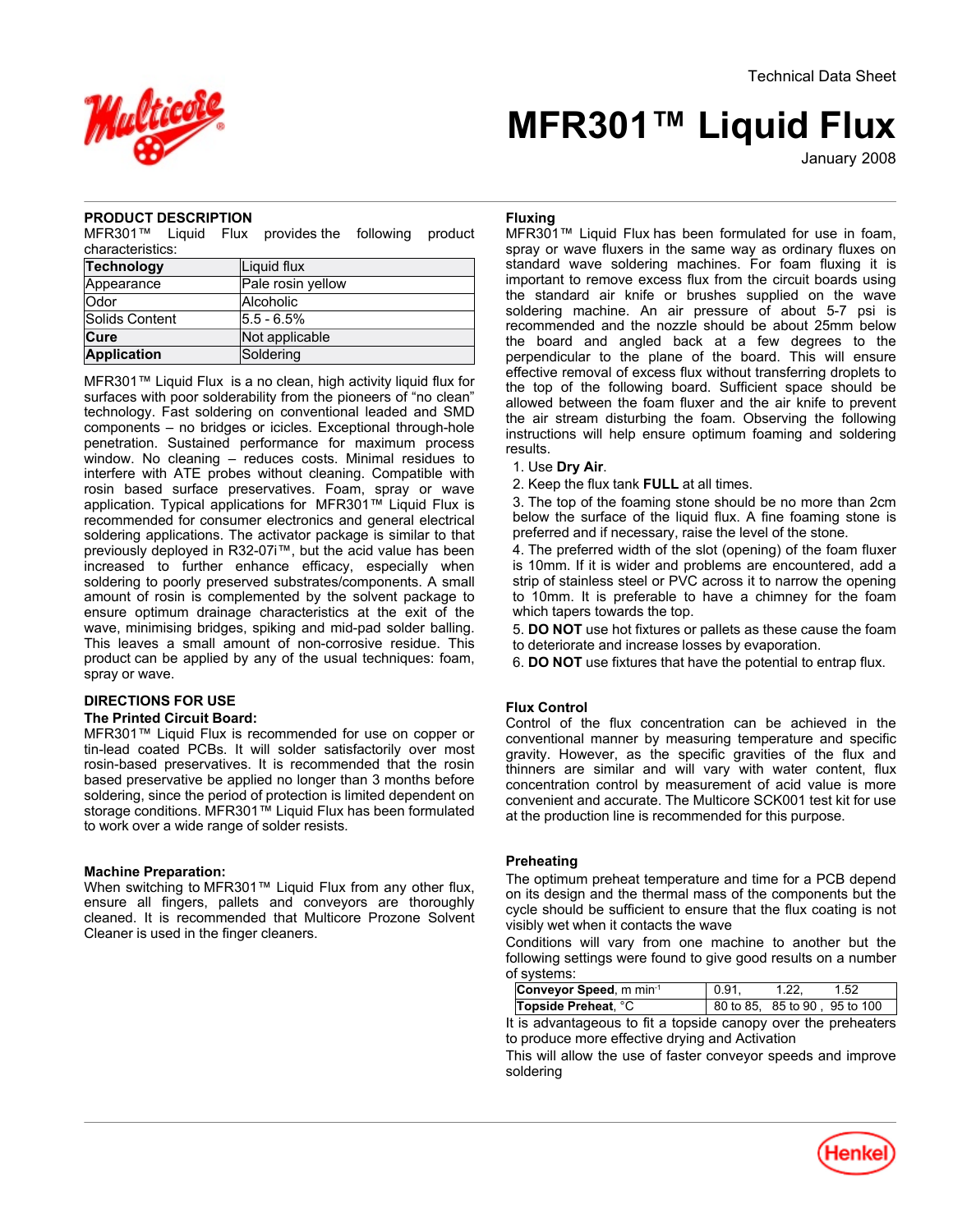Technical Data Sheet

# MFR301™ Liquid Flux

January 2008

## PRODUCT DESCRIPTION

MFR301™ Liquid Flux provides the following product characteristics:

| Technology | Liquid flux |
|---|---|
| Appearance | Pale rosin yellow |
| Odor | Alcoholic |
| Solids Content | 5.5 - 6.5% |
| Cure | Not applicable |
| Application | Soldering |

MFR301™ Liquid Flux is a no clean, high activity liquid flux for surfaces with poor solderability from the pioneers of "no clean" technology. Fast soldering on conventional leaded and SMD components – no bridges or icicles. Exceptional through-hole penetration. Sustained performance for maximum process window. No cleaning – reduces costs. Minimal residues to interfere with ATE probes without cleaning. Compatible with rosin based surface preservatives. Foam, spray or wave application. Typical applications for MFR301™ Liquid Flux is recommended for consumer electronics and general electrical soldering applications. The activator package is similar to that previously deployed in R32-07i™, but the acid value has been increased to further enhance efficacy, especially when soldering to poorly preserved substrates/components. A small amount of rosin is complemented by the solvent package to ensure optimum drainage characteristics at the exit of the wave, minimising bridges, spiking and mid-pad solder balling. This leaves a small amount of non-corrosive residue. This product can be applied by any of the usual techniques: foam, spray or wave.

## DIRECTIONS FOR USE

### The Printed Circuit Board:

MFR301™ Liquid Flux is recommended for use on copper or tin-lead coated PCBs. It will solder satisfactorily over most rosin-based preservatives. It is recommended that the rosin based preservative be applied no longer than 3 months before soldering, since the period of protection is limited dependent on storage conditions. MFR301™ Liquid Flux has been formulated to work over a wide range of solder resists.

### Machine Preparation:

When switching to MFR301™ Liquid Flux from any other flux, ensure all fingers, pallets and conveyors are thoroughly cleaned. It is recommended that Multicore Prozone Solvent Cleaner is used in the finger cleaners.

### Fluxing

MFR301™ Liquid Flux has been formulated for use in foam, spray or wave fluxers in the same way as ordinary fluxes on standard wave soldering machines. For foam fluxing it is important to remove excess flux from the circuit boards using the standard air knife or brushes supplied on the wave soldering machine. An air pressure of about 5-7 psi is recommended and the nozzle should be about 25mm below the board and angled back at a few degrees to the perpendicular to the plane of the board. This will ensure effective removal of excess flux without transferring droplets to the top of the following board. Sufficient space should be allowed between the foam fluxer and the air knife to prevent the air stream disturbing the foam. Observing the following instructions will help ensure optimum foaming and soldering results.

1. Use **Dry Air**.
2. Keep the flux tank **FULL** at all times.
3. The top of the foaming stone should be no more than 2cm below the surface of the liquid flux. A fine foaming stone is preferred and if necessary, raise the level of the stone.
4. The preferred width of the slot (opening) of the foam fluxer is 10mm. If it is wider and problems are encountered, add a strip of stainless steel or PVC across it to narrow the opening to 10mm. It is preferable to have a chimney for the foam which tapers towards the top.
5. **DO NOT** use hot fixtures or pallets as these cause the foam to deteriorate and increase losses by evaporation.
6. **DO NOT** use fixtures that have the potential to entrap flux.

### Flux Control

Control of the flux concentration can be achieved in the conventional manner by measuring temperature and specific gravity. However, as the specific gravities of the flux and thinners are similar and will vary with water content, flux concentration control by measurement of acid value is more convenient and accurate. The Multicore SCK001 test kit for use at the production line is recommended for this purpose.

### Preheating

The optimum preheat temperature and time for a PCB depend on its design and the thermal mass of the components but the cycle should be sufficient to ensure that the flux coating is not visibly wet when it contacts the wave

Conditions will vary from one machine to another but the following settings were found to give good results on a number of systems:

| **Conveyor Speed**, m min$^{-1}$ | 0.91, 1.22, 1.52 |
|---|---|
| **Topside Preheat**, °C | 80 to 85, 85 to 90 , 95 to 100 |

It is advantageous to fit a topside canopy over the preheaters to produce more effective drying and Activation

This will allow the use of faster conveyor speeds and improve soldering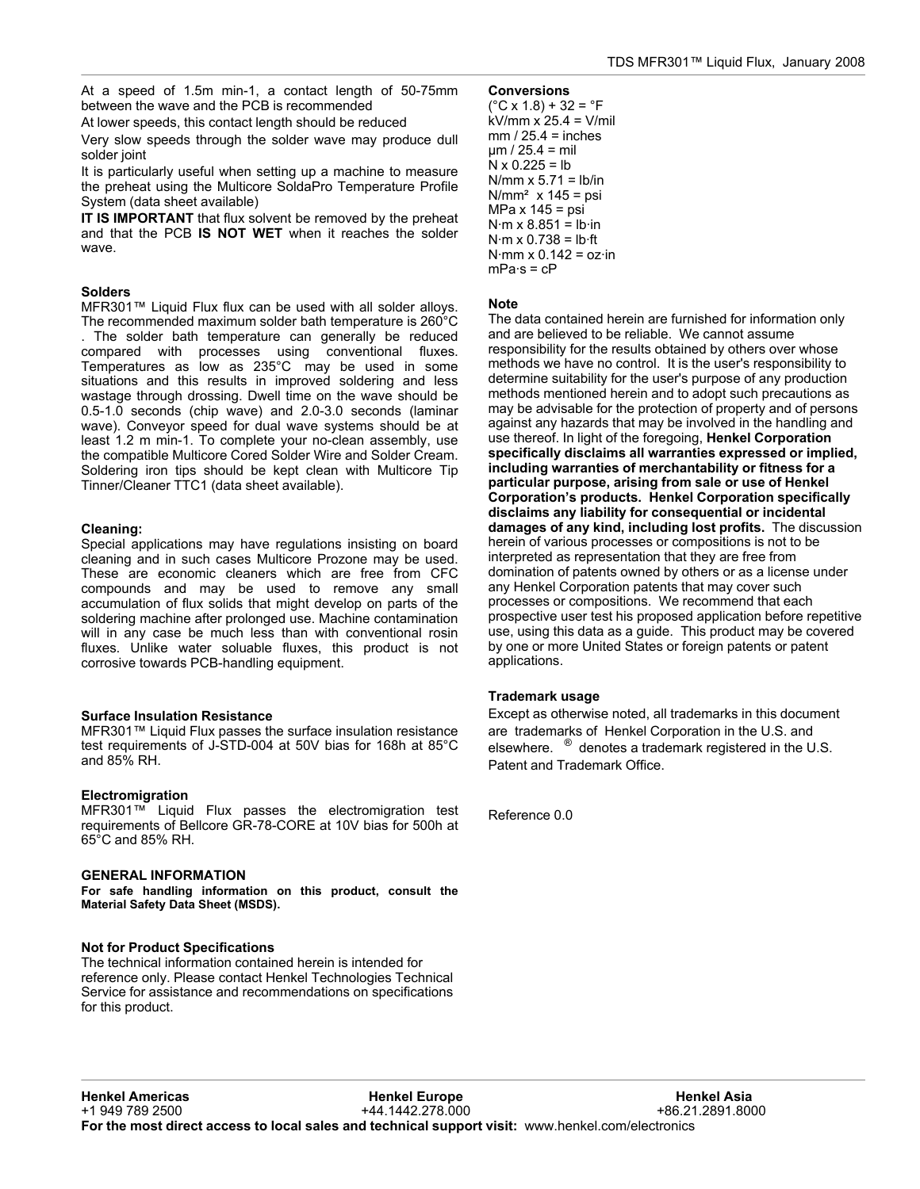At a speed of 1.5m min-1, a contact length of 50-75mm between the wave and the PCB is recommended

At lower speeds, this contact length should be reduced

Very slow speeds through the solder wave may produce dull solder joint

It is particularly useful when setting up a machine to measure the preheat using the Multicore SoldaPro Temperature Profile System (data sheet available)

**IT IS IMPORTANT** that flux solvent be removed by the preheat and that the PCB **IS NOT WET** when it reaches the solder wave.

**Solders**

MFR301™ Liquid Flux flux can be used with all solder alloys. The recommended maximum solder bath temperature is 260°C . The solder bath temperature can generally be reduced compared with processes using conventional fluxes. Temperatures as low as 235°C may be used in some situations and this results in improved soldering and less wastage through drossing. Dwell time on the wave should be 0.5-1.0 seconds (chip wave) and 2.0-3.0 seconds (laminar wave). Conveyor speed for dual wave systems should be at least 1.2 m min-1. To complete your no-clean assembly, use the compatible Multicore Cored Solder Wire and Solder Cream. Soldering iron tips should be kept clean with Multicore Tip Tinner/Cleaner TTC1 (data sheet available).

**Cleaning:**

Special applications may have regulations insisting on board cleaning and in such cases Multicore Prozone may be used. These are economic cleaners which are free from CFC compounds and may be used to remove any small accumulation of flux solids that might develop on parts of the soldering machine after prolonged use. Machine contamination will in any case be much less than with conventional rosin fluxes. Unlike water soluable fluxes, this product is not corrosive towards PCB-handling equipment.

**Surface Insulation Resistance**

MFR301™ Liquid Flux passes the surface insulation resistance test requirements of J-STD-004 at 50V bias for 168h at 85°C and 85% RH.

**Electromigration**

MFR301™ Liquid Flux passes the electromigration test requirements of Bellcore GR-78-CORE at 10V bias for 500h at 65°C and 85% RH.

**GENERAL INFORMATION**

**For safe handling information on this product, consult the Material Safety Data Sheet (MSDS).**

**Not for Product Specifications**

The technical information contained herein is intended for reference only. Please contact Henkel Technologies Technical Service for assistance and recommendations on specifications for this product.

**Conversions**

(°C x 1.8) + 32 = °F
kV/mm x 25.4 = V/mil
mm / 25.4 = inches
µm / 25.4 = mil
N x 0.225 = lb
N/mm x 5.71 = lb/in
N/mm² x 145 = psi
MPa x 145 = psi
N·m x 8.851 = lb·in
N·m x 0.738 = lb·ft
N·mm x 0.142 = oz·in
mPa·s = cP

**Note**

The data contained herein are furnished for information only and are believed to be reliable. We cannot assume responsibility for the results obtained by others over whose methods we have no control. It is the user's responsibility to determine suitability for the user's purpose of any production methods mentioned herein and to adopt such precautions as may be advisable for the protection of property and of persons against any hazards that may be involved in the handling and use thereof. In light of the foregoing, **Henkel Corporation specifically disclaims all warranties expressed or implied, including warranties of merchantability or fitness for a particular purpose, arising from sale or use of Henkel Corporation's products. Henkel Corporation specifically disclaims any liability for consequential or incidental damages of any kind, including lost profits.** The discussion herein of various processes or compositions is not to be interpreted as representation that they are free from domination of patents owned by others or as a license under any Henkel Corporation patents that may cover such processes or compositions. We recommend that each prospective user test his proposed application before repetitive use, using this data as a guide. This product may be covered by one or more United States or foreign patents or patent applications.

**Trademark usage**

Except as otherwise noted, all trademarks in this document are trademarks of Henkel Corporation in the U.S. and elsewhere. ® denotes a trademark registered in the U.S. Patent and Trademark Office.

Reference 0.0

**Henkel Americas**
+1 949 789 2500

**Henkel Europe**
+44.1442.278.000

**Henkel Asia**
+86.21.2891.8000

**For the most direct access to local sales and technical support visit:** www.henkel.com/electronics